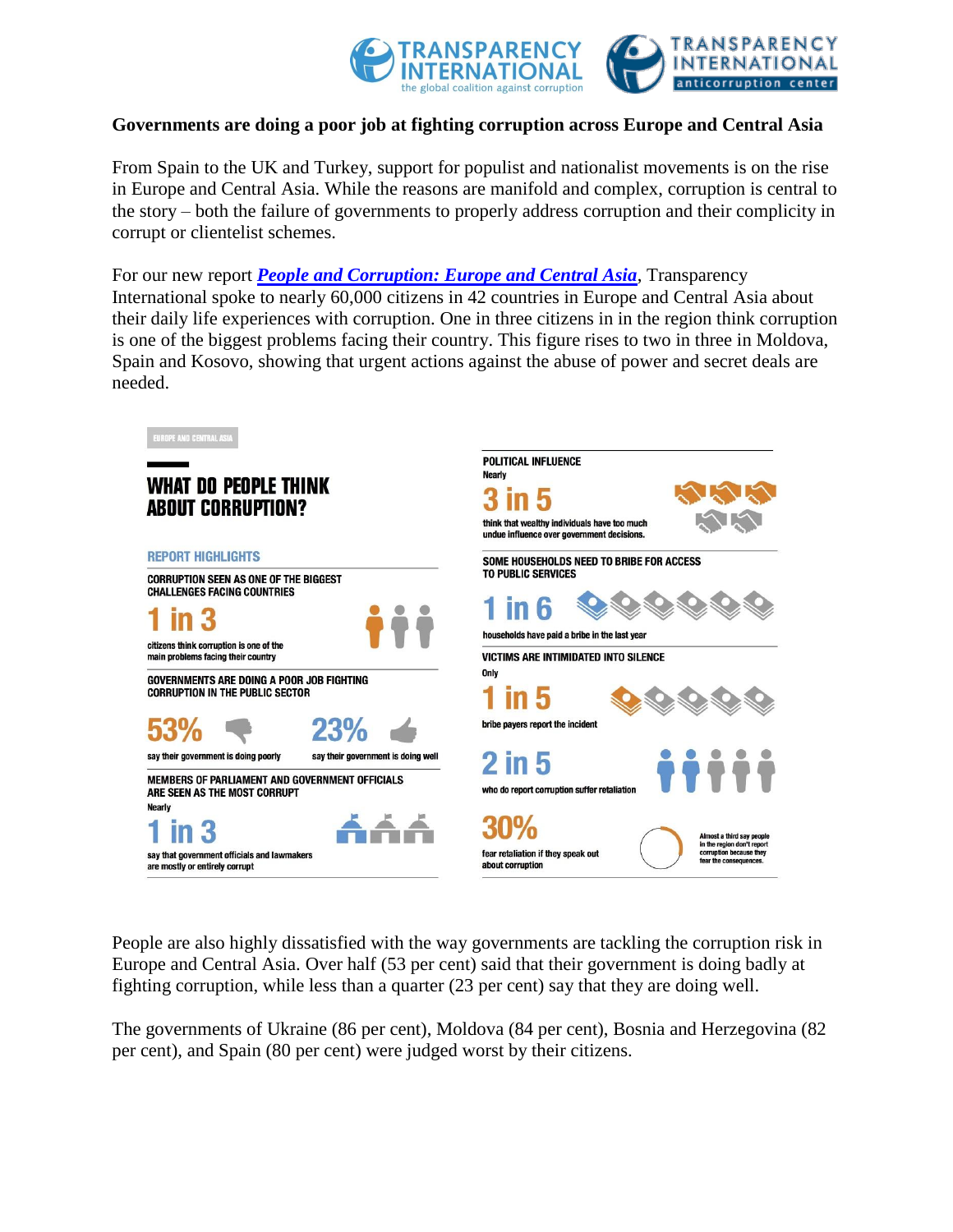**Governments are doing a poor job at fighting corruption across Europe and Central Asia**

From Spain to the UK and Turkey, support for populist and nationalist movements is on the rise in Europe and Central Asia. While the reasons are manifold and complex, corruption is central to the story – both the failure of governments to properly address corruption and their complicity in corrupt or clientelist schemes.

For our new report ***People and Corruption: Europe and Central Asia***, Transparency International spoke to nearly 60,000 citizens in 42 countries in Europe and Central Asia about their daily life experiences with corruption. One in three citizens in in the region think corruption is one of the biggest problems facing their country. This figure rises to two in three in Moldova, Spain and Kosovo, showing that urgent actions against the abuse of power and secret deals are needed.

EUROPE AND CENTRAL ASIA

## WHAT DO PEOPLE THINK ABOUT CORRUPTION?

### REPORT HIGHLIGHTS

**CORRUPTION SEEN AS ONE OF THE BIGGEST CHALLENGES FACING COUNTRIES**

**1 in 3** citizens think corruption is one of the main problems facing their country

**GOVERNMENTS ARE DOING A POOR JOB FIGHTING CORRUPTION IN THE PUBLIC SECTOR**

**53%** say their government is doing poorly

**23%** say their government is doing well

**MEMBERS OF PARLIAMENT AND GOVERNMENT OFFICIALS ARE SEEN AS THE MOST CORRUPT**

Nearly **1 in 3** say that government officials and lawmakers are mostly or entirely corrupt

**POLITICAL INFLUENCE**

Nearly **3 in 5** think that wealthy individuals have too much undue influence over government decisions.

**SOME HOUSEHOLDS NEED TO BRIBE FOR ACCESS TO PUBLIC SERVICES**

**1 in 6** households have paid a bribe in the last year

**VICTIMS ARE INTIMIDATED INTO SILENCE**

Only **1 in 5** bribe payers report the incident

**2 in 5** who do report corruption suffer retaliation

**30%** fear retaliation if they speak out about corruption

Almost a third say people in the region don't report corruption because they fear the consequences.

People are also highly dissatisfied with the way governments are tackling the corruption risk in Europe and Central Asia. Over half (53 per cent) said that their government is doing badly at fighting corruption, while less than a quarter (23 per cent) say that they are doing well.

The governments of Ukraine (86 per cent), Moldova (84 per cent), Bosnia and Herzegovina (82 per cent), and Spain (80 per cent) were judged worst by their citizens.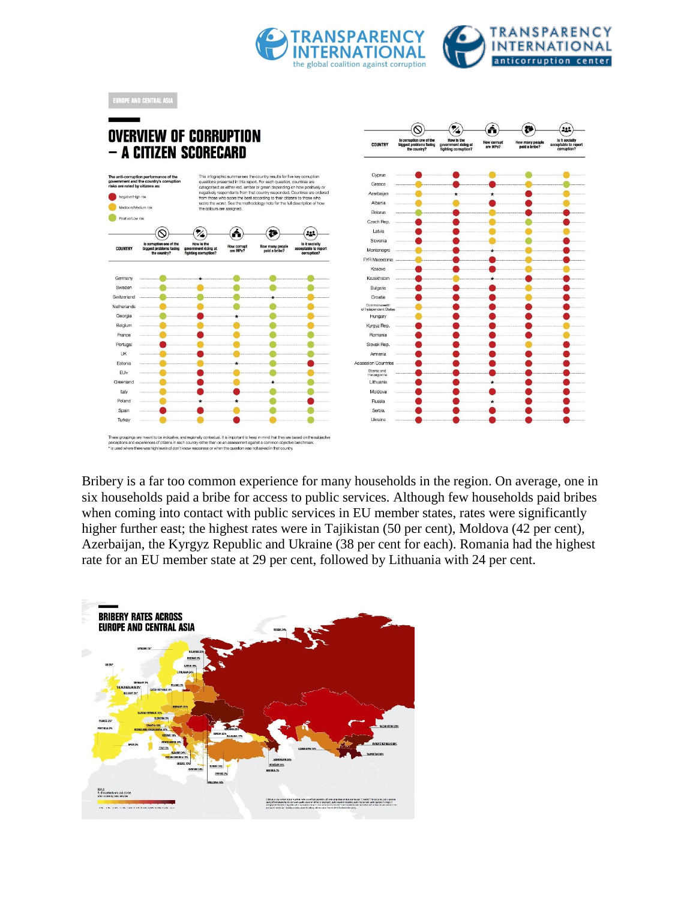EUROPE AND CENTRAL ASIA

# OVERVIEW OF CORRUPTION – A CITIZEN SCORECARD

**The anti-corruption performance of the government and the country's corruption risks are rated by citizens as:**

- Negative/High risk
- Mediocre/Medium risk
- Positive/Low risk

This infographic summarises the country results for five key corruption questions presented in this report. For each question, countries are categorised as either red, amber or green depending on how positively or negatively respondents from that country responded. Countries are ordered from those who score the best according to their citizens to those who score the worst. See the methodology note for the full description of how the colours are assigned.

**Columns:** COUNTRY | Is corruption one of the biggest problems facing the country? | How is the government doing at fighting corruption? | How corrupt are MPs? | How many people paid a bribe? | Is it socially acceptable to report corruption?

**Countries (in order):** Germany, Sweden, Switzerland, Netherlands, Georgia, Belgium, France, Portugal, UK, Estonia, EU+, Greenland, Italy, Poland, Spain, Turkey, Cyprus, Greece, Azerbaijan, Albania, Belarus, Czech Rep., Latvia, Slovenia, Montenegro, FYR Macedonia, Kosovo, Kazakhstan, Bulgaria, Croatia, Commonwealth of Independent States, Hungary, Kyrgyz Rep., Romania, Slovak Rep., Armenia, Accession Countries, Bosnia and Herzegovina, Lithuania, Moldova, Russia, Serbia, Ukraine

These groupings are meant to be indicative, and regionally contextual. It is important to keep in mind that they are based on the subjective perceptions and experiences of citizens in each country rather than on an assessment against a common objective benchmark.
* is used where there was high levels of don't know responses or when the question was not asked in that country.

Bribery is a far too common experience for many households in the region. On average, one in six households paid a bribe for access to public services. Although few households paid bribes when coming into contact with public services in EU member states, rates were significantly higher further east; the highest rates were in Tajikistan (50 per cent), Moldova (42 per cent), Azerbaijan, the Kyrgyz Republic and Ukraine (38 per cent for each). Romania had the highest rate for an EU member state at 29 per cent, followed by Lithuania with 24 per cent.

## BRIBERY RATES ACROSS EUROPE AND CENTRAL ASIA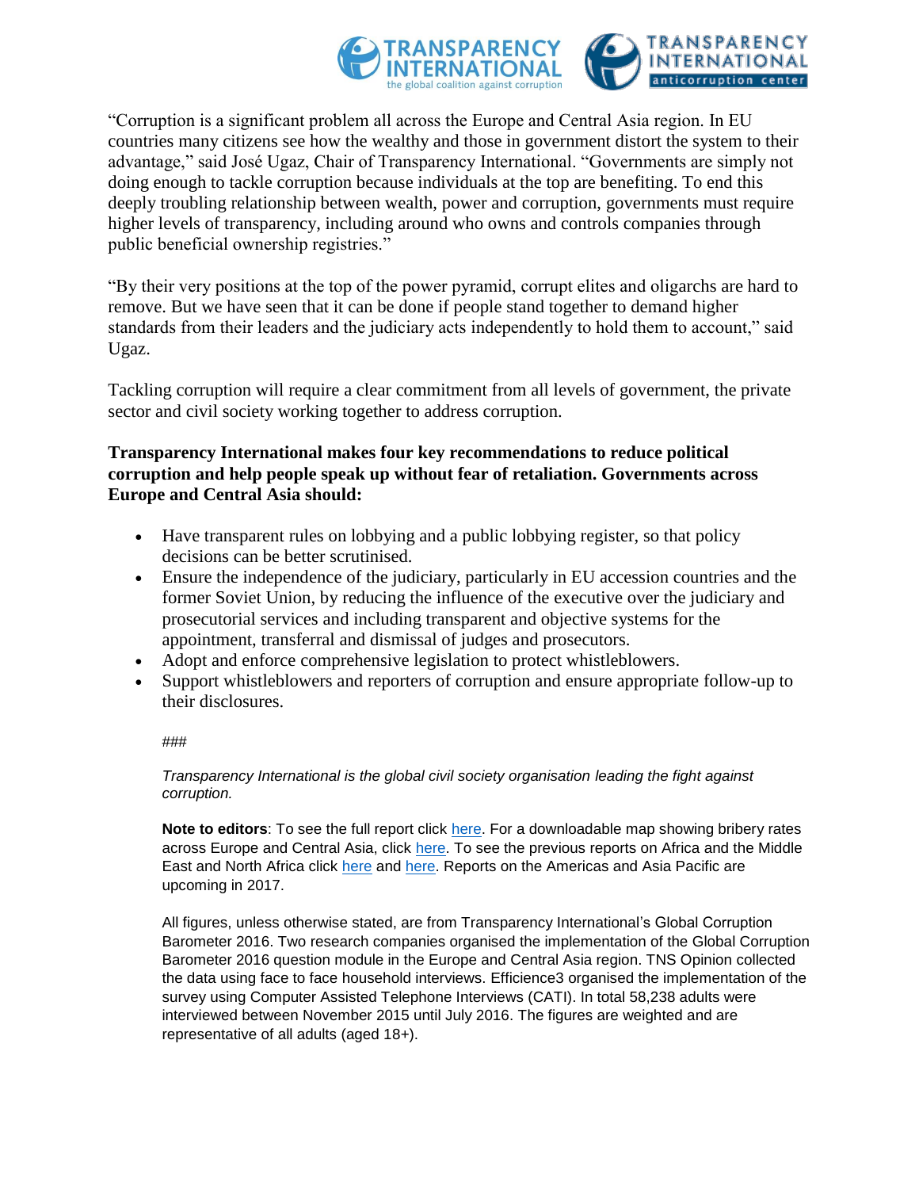"Corruption is a significant problem all across the Europe and Central Asia region. In EU countries many citizens see how the wealthy and those in government distort the system to their advantage," said José Ugaz, Chair of Transparency International. "Governments are simply not doing enough to tackle corruption because individuals at the top are benefiting. To end this deeply troubling relationship between wealth, power and corruption, governments must require higher levels of transparency, including around who owns and controls companies through public beneficial ownership registries."

"By their very positions at the top of the power pyramid, corrupt elites and oligarchs are hard to remove. But we have seen that it can be done if people stand together to demand higher standards from their leaders and the judiciary acts independently to hold them to account," said Ugaz.

Tackling corruption will require a clear commitment from all levels of government, the private sector and civil society working together to address corruption.

**Transparency International makes four key recommendations to reduce political corruption and help people speak up without fear of retaliation. Governments across Europe and Central Asia should:**

- Have transparent rules on lobbying and a public lobbying register, so that policy decisions can be better scrutinised.
- Ensure the independence of the judiciary, particularly in EU accession countries and the former Soviet Union, by reducing the influence of the executive over the judiciary and prosecutorial services and including transparent and objective systems for the appointment, transferral and dismissal of judges and prosecutors.
- Adopt and enforce comprehensive legislation to protect whistleblowers.
- Support whistleblowers and reporters of corruption and ensure appropriate follow-up to their disclosures.

###

*Transparency International is the global civil society organisation leading the fight against corruption.*

**Note to editors**: To see the full report click here. For a downloadable map showing bribery rates across Europe and Central Asia, click here. To see the previous reports on Africa and the Middle East and North Africa click here and here. Reports on the Americas and Asia Pacific are upcoming in 2017.

All figures, unless otherwise stated, are from Transparency International's Global Corruption Barometer 2016. Two research companies organised the implementation of the Global Corruption Barometer 2016 question module in the Europe and Central Asia region. TNS Opinion collected the data using face to face household interviews. Efficience3 organised the implementation of the survey using Computer Assisted Telephone Interviews (CATI). In total 58,238 adults were interviewed between November 2015 until July 2016. The figures are weighted and are representative of all adults (aged 18+).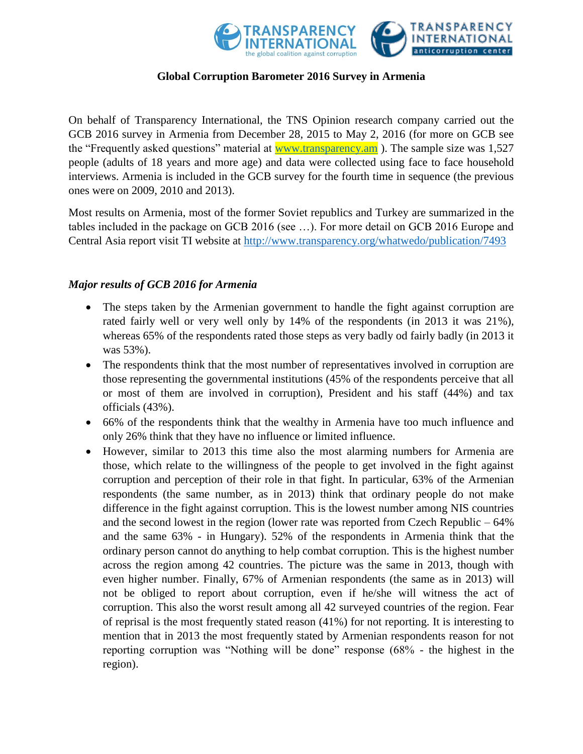**Global Corruption Barometer 2016 Survey in Armenia**

On behalf of Transparency International, the TNS Opinion research company carried out the GCB 2016 survey in Armenia from December 28, 2015 to May 2, 2016 (for more on GCB see the "Frequently asked questions" material at www.transparency.am ). The sample size was 1,527 people (adults of 18 years and more age) and data were collected using face to face household interviews. Armenia is included in the GCB survey for the fourth time in sequence (the previous ones were on 2009, 2010 and 2013).

Most results on Armenia, most of the former Soviet republics and Turkey are summarized in the tables included in the package on GCB 2016 (see …). For more detail on GCB 2016 Europe and Central Asia report visit TI website at http://www.transparency.org/whatwedo/publication/7493

***Major results of GCB 2016 for Armenia***

- The steps taken by the Armenian government to handle the fight against corruption are rated fairly well or very well only by 14% of the respondents (in 2013 it was 21%), whereas 65% of the respondents rated those steps as very badly od fairly badly (in 2013 it was 53%).
- The respondents think that the most number of representatives involved in corruption are those representing the governmental institutions (45% of the respondents perceive that all or most of them are involved in corruption), President and his staff (44%) and tax officials (43%).
- 66% of the respondents think that the wealthy in Armenia have too much influence and only 26% think that they have no influence or limited influence.
- However, similar to 2013 this time also the most alarming numbers for Armenia are those, which relate to the willingness of the people to get involved in the fight against corruption and perception of their role in that fight. In particular, 63% of the Armenian respondents (the same number, as in 2013) think that ordinary people do not make difference in the fight against corruption. This is the lowest number among NIS countries and the second lowest in the region (lower rate was reported from Czech Republic – 64% and the same 63% - in Hungary). 52% of the respondents in Armenia think that the ordinary person cannot do anything to help combat corruption. This is the highest number across the region among 42 countries. The picture was the same in 2013, though with even higher number. Finally, 67% of Armenian respondents (the same as in 2013) will not be obliged to report about corruption, even if he/she will witness the act of corruption. This also the worst result among all 42 surveyed countries of the region. Fear of reprisal is the most frequently stated reason (41%) for not reporting. It is interesting to mention that in 2013 the most frequently stated by Armenian respondents reason for not reporting corruption was "Nothing will be done" response (68% - the highest in the region).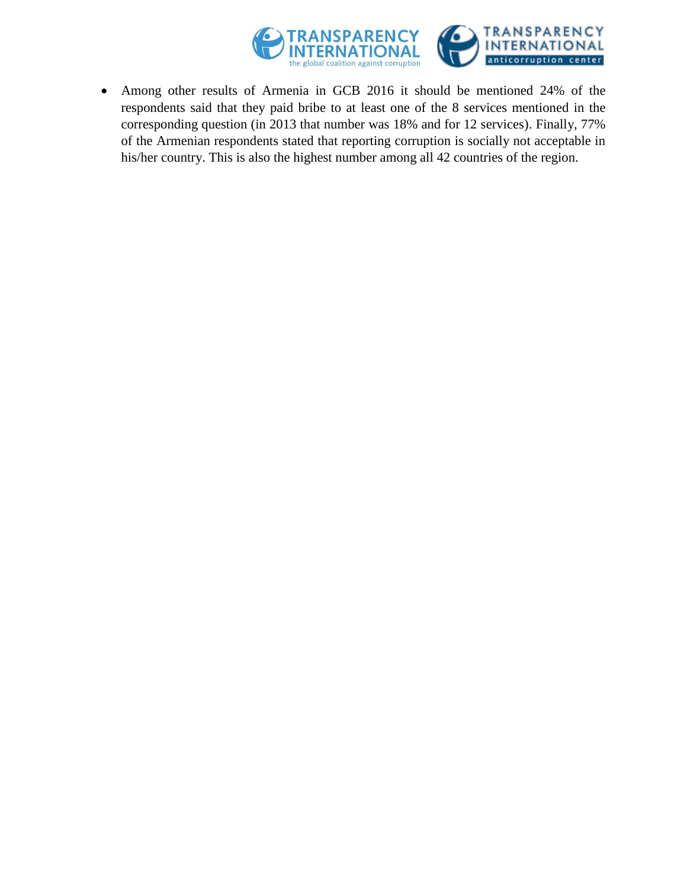- Among other results of Armenia in GCB 2016 it should be mentioned 24% of the respondents said that they paid bribe to at least one of the 8 services mentioned in the corresponding question (in 2013 that number was 18% and for 12 services). Finally, 77% of the Armenian respondents stated that reporting corruption is socially not acceptable in his/her country. This is also the highest number among all 42 countries of the region.